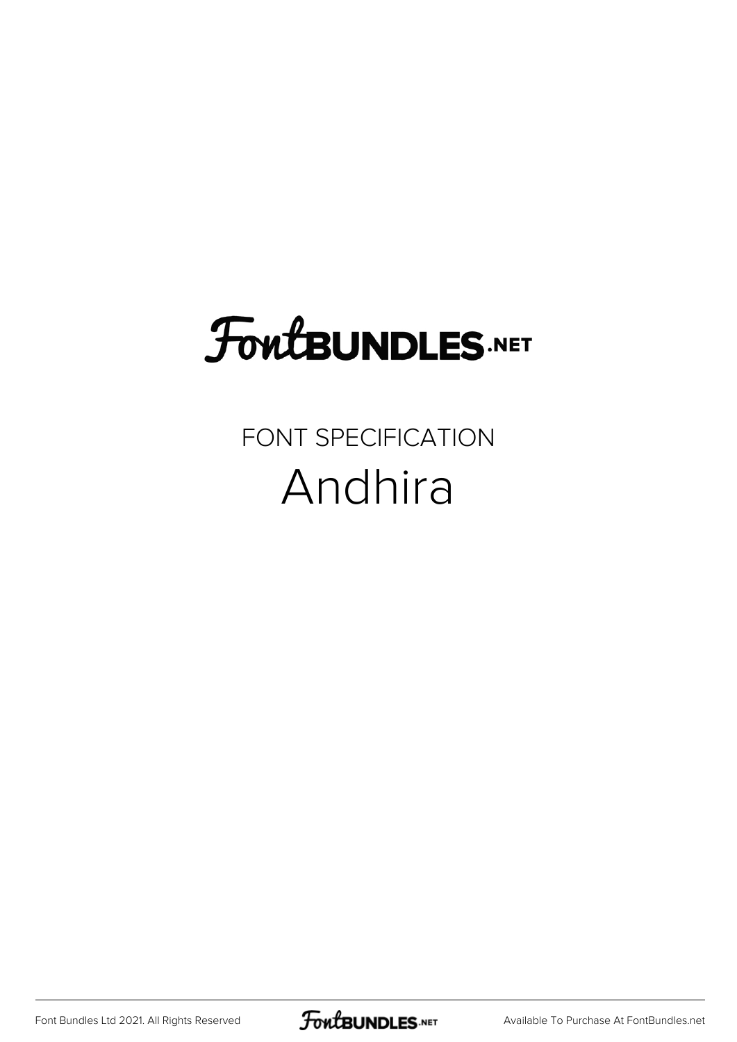# FontBUNDLES.NET

FONT SPECIFICATION

## Andhira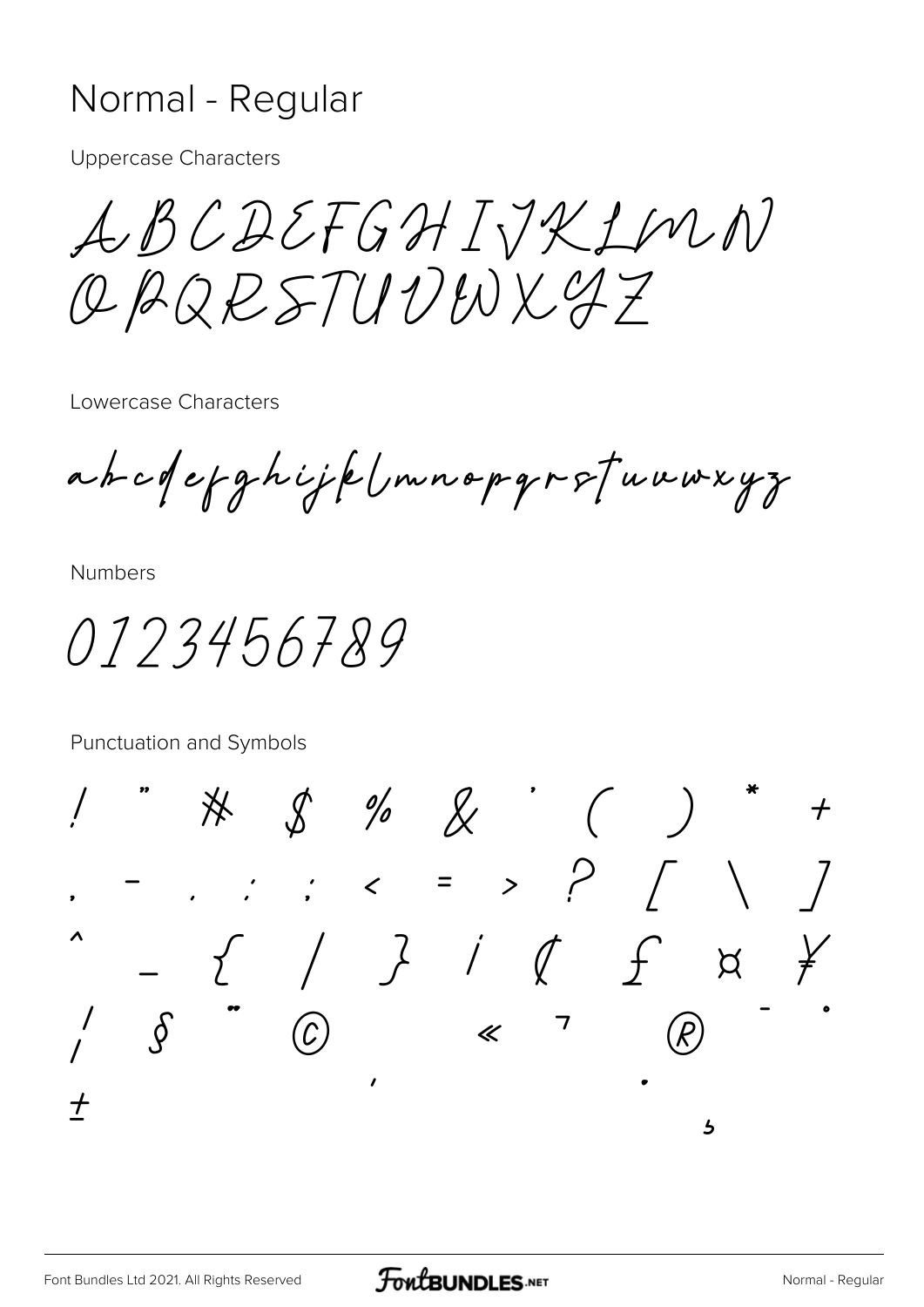# Normal - Regular

Uppercase Characters

ABCDEFGHIJKLMN
OPQRSTUVWXYZ

Lowercase Characters

abcdefghijklmnopqrstuvwxyz

Numbers

0123456789

Punctuation and Symbols

! " # $ % & ' ( ) * +
, - . / : ; < = > ? [ \ ]
^ _ { | } ¡ ¢ £ ¤ ¥
¦ § ¨ © ª « ¬ ® ¯ °
± ´ · ¸ ¹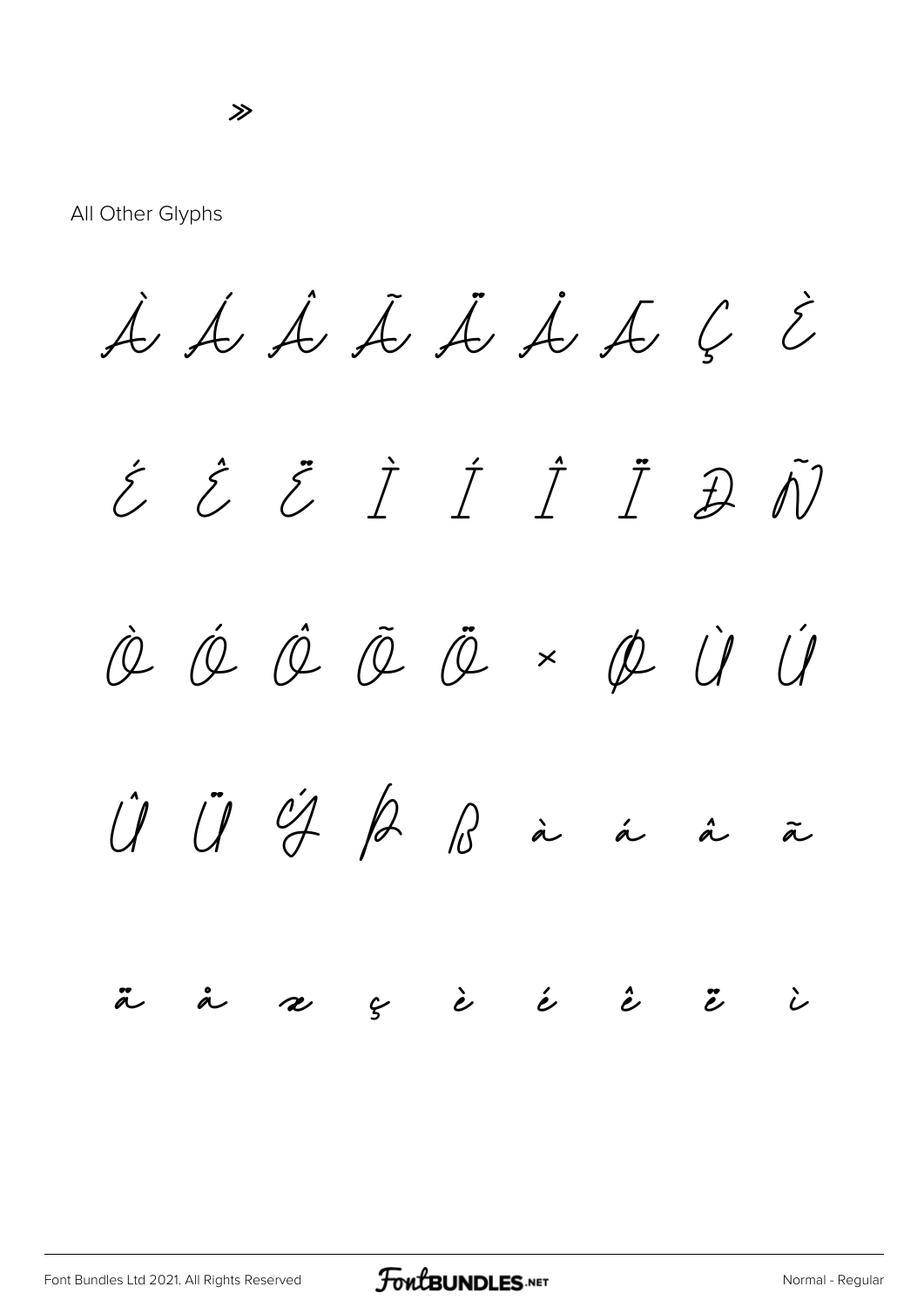»

All Other Glyphs

À Á Â Ã Ä Å Æ Ç È

É Ê Ë Ì Í Î Ï Ð Ñ

Ò Ó Ô Õ Ö × Ø Ù Ú

Û Ü Ý Þ ß à á â ã

ä å æ ç è é ê ë ì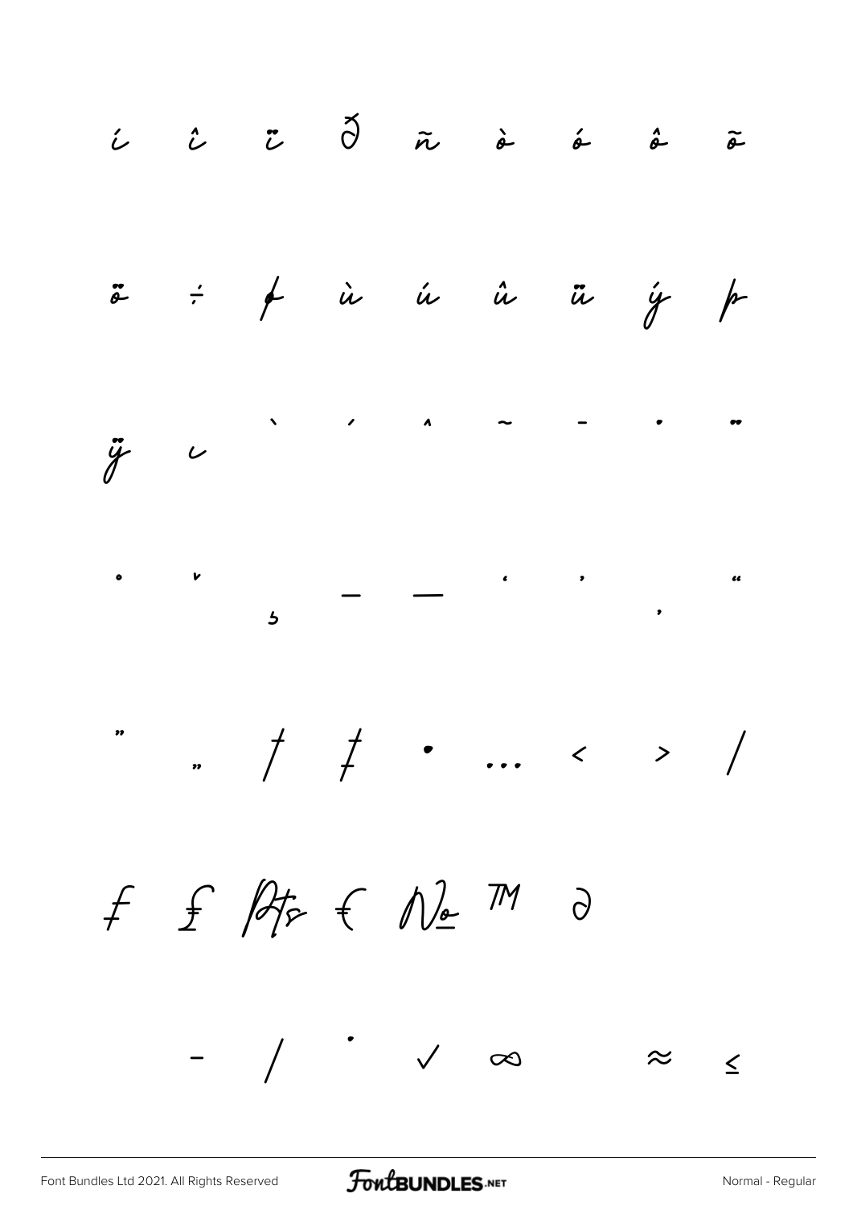í î ï ð ñ ò ó ô õ

ö ÷ ø ù ú û ü ý þ

ÿ ı ˋ ˊ ˆ ˜ ˉ ˙ ¨

˚ ˇ ¸ – — ' ' ‚ "

" „ † ‡ • … ‹ › ⁄

₣ ₤ ₧ € № ™ ∂

− ∕ ∙ √ ∞ ≈ ≤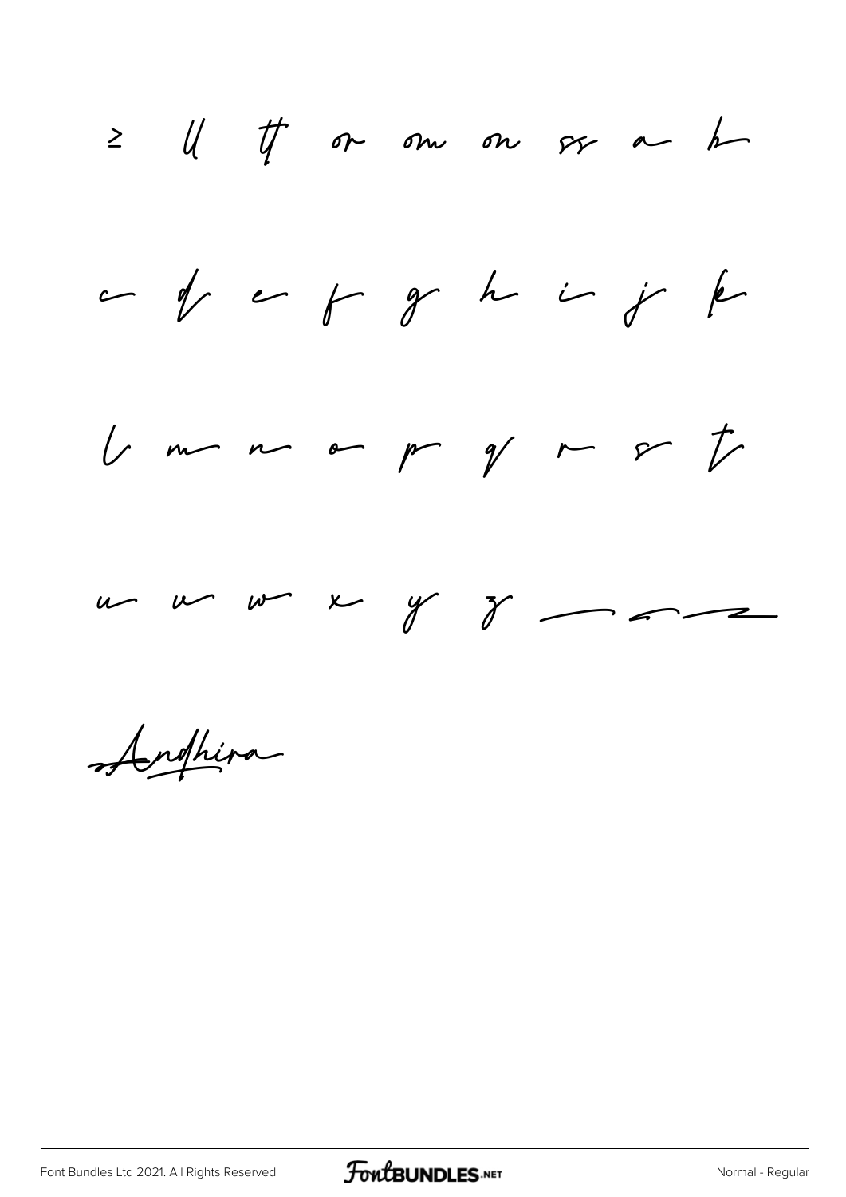≥ ll tt or om on ss a b

c d e f g h i j k

l m n o p q r s t

u v w x y z

Andhira